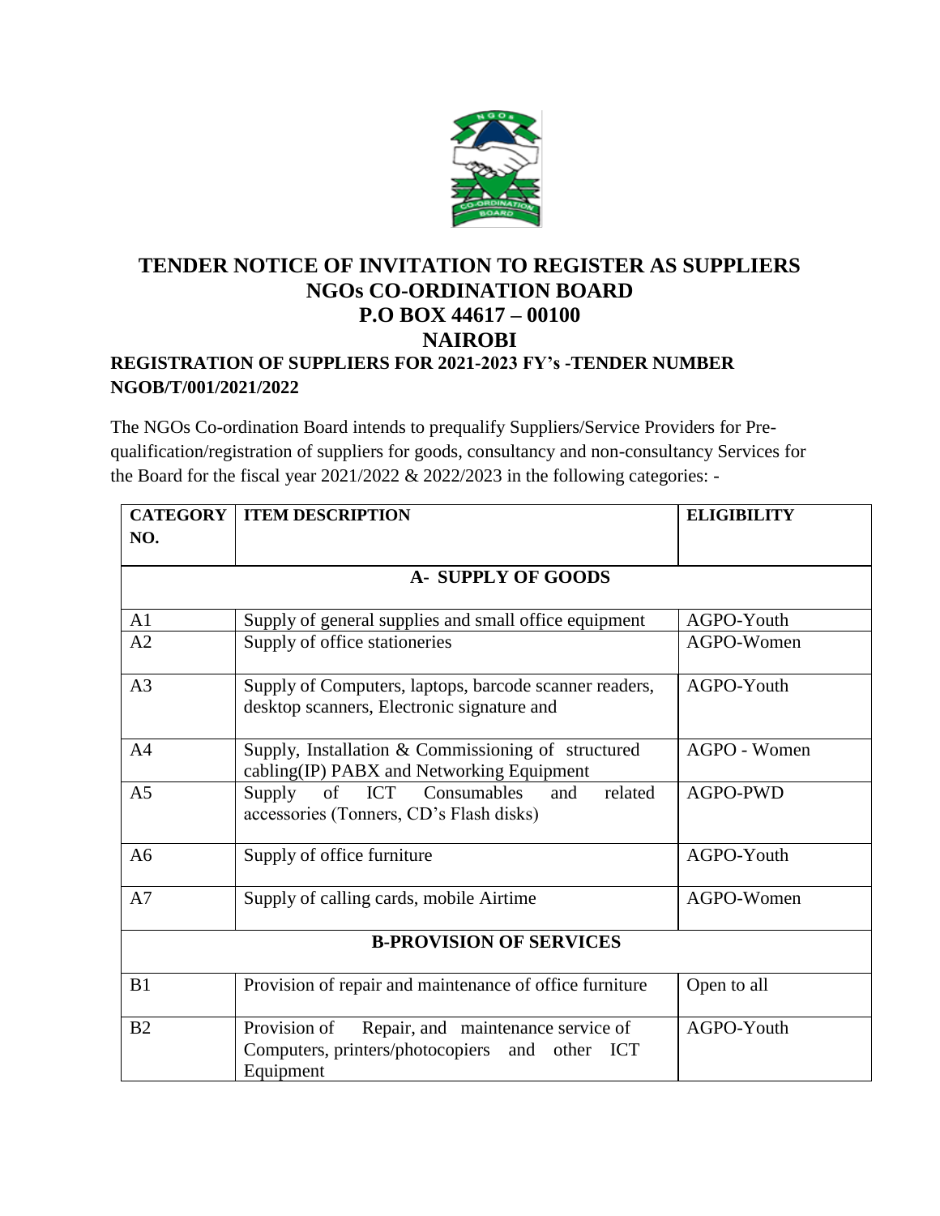# TENDER NOTICE OF INVITATION TO REGISTER AS SUPPLIERS
# NGOs CO-ORDINATION BOARD
# P.O BOX 44617 – 00100
# NAIROBI

**REGISTRATION OF SUPPLIERS FOR 2021-2023 FY's -TENDER NUMBER NGOB/T/001/2021/2022**

The NGOs Co-ordination Board intends to prequalify Suppliers/Service Providers for Pre-qualification/registration of suppliers for goods, consultancy and non-consultancy Services for the Board for the fiscal year 2021/2022 & 2022/2023 in the following categories: -

| CATEGORY NO. | ITEM DESCRIPTION | ELIGIBILITY |
|---|---|---|
| | **A- SUPPLY OF GOODS** | |
| A1 | Supply of general supplies and small office equipment | AGPO-Youth |
| A2 | Supply of office stationeries | AGPO-Women |
| A3 | Supply of Computers, laptops, barcode scanner readers, desktop scanners, Electronic signature and | AGPO-Youth |
| A4 | Supply, Installation & Commissioning of structured cabling(IP) PABX and Networking Equipment | AGPO - Women |
| A5 | Supply of ICT Consumables and related accessories (Tonners, CD's Flash disks) | AGPO-PWD |
| A6 | Supply of office furniture | AGPO-Youth |
| A7 | Supply of calling cards, mobile Airtime | AGPO-Women |
| | **B-PROVISION OF SERVICES** | |
| B1 | Provision of repair and maintenance of office furniture | Open to all |
| B2 | Provision of Repair, and maintenance service of Computers, printers/photocopiers and other ICT Equipment | AGPO-Youth |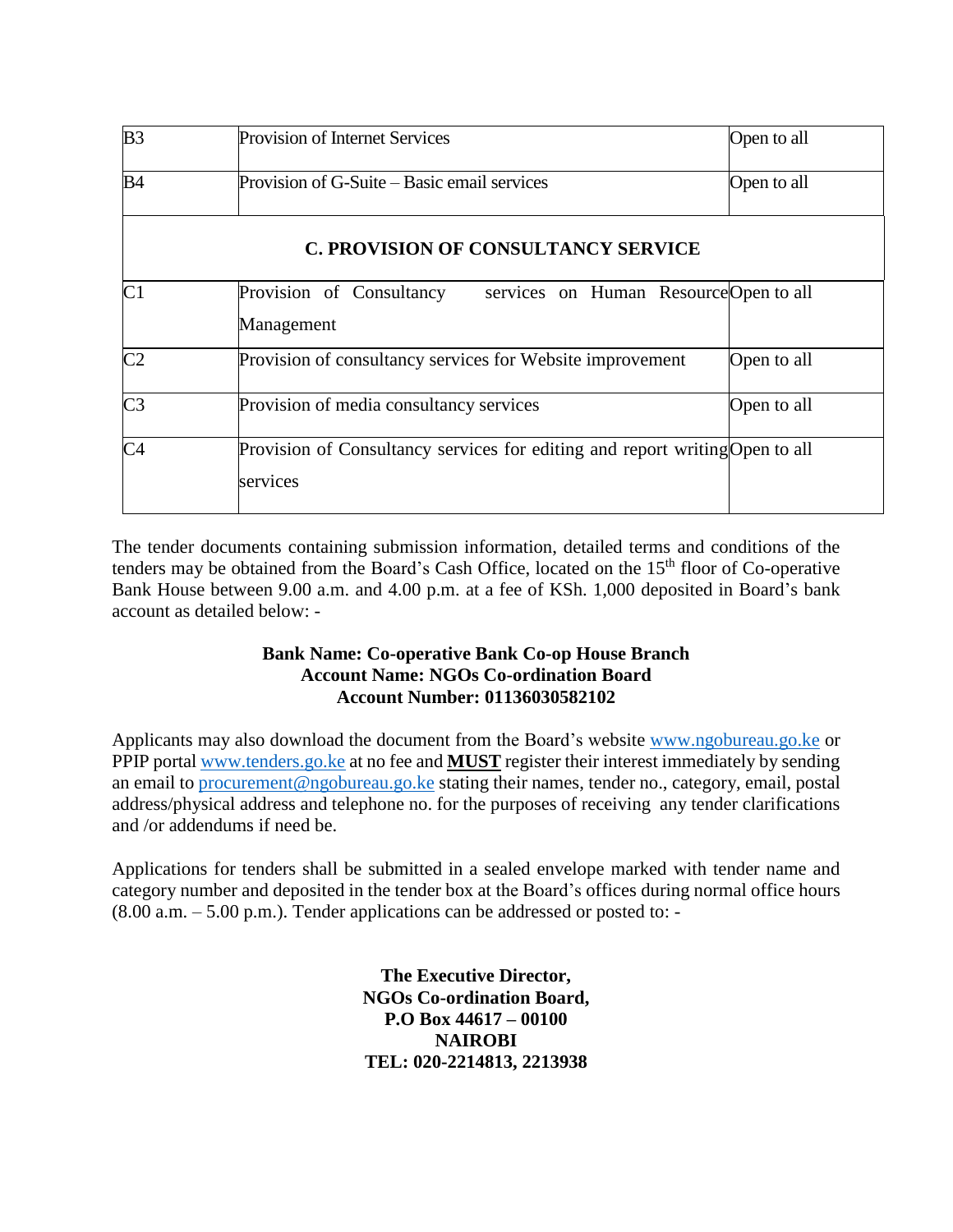| | | |
|---|---|---|
| B3 | Provision of Internet Services | Open to all |
| B4 | Provision of G-Suite – Basic email services | Open to all |
| **C. PROVISION OF CONSULTANCY SERVICE** | | |
| C1 | Provision of Consultancy services on Human Resource Management | Open to all |
| C2 | Provision of consultancy services for Website improvement | Open to all |
| C3 | Provision of media consultancy services | Open to all |
| C4 | Provision of Consultancy services for editing and report writing services | Open to all |

The tender documents containing submission information, detailed terms and conditions of the tenders may be obtained from the Board's Cash Office, located on the 15th floor of Co-operative Bank House between 9.00 a.m. and 4.00 p.m. at a fee of KSh. 1,000 deposited in Board's bank account as detailed below: -

**Bank Name: Co-operative Bank Co-op House Branch**
**Account Name: NGOs Co-ordination Board**
**Account Number: 01136030582102**

Applicants may also download the document from the Board's website www.ngobureau.go.ke or PPIP portal www.tenders.go.ke at no fee and **MUST** register their interest immediately by sending an email to procurement@ngobureau.go.ke stating their names, tender no., category, email, postal address/physical address and telephone no. for the purposes of receiving any tender clarifications and /or addendums if need be.

Applications for tenders shall be submitted in a sealed envelope marked with tender name and category number and deposited in the tender box at the Board's offices during normal office hours (8.00 a.m. – 5.00 p.m.). Tender applications can be addressed or posted to: -

**The Executive Director,**
**NGOs Co-ordination Board,**
**P.O Box 44617 – 00100**
**NAIROBI**
**TEL: 020-2214813, 2213938**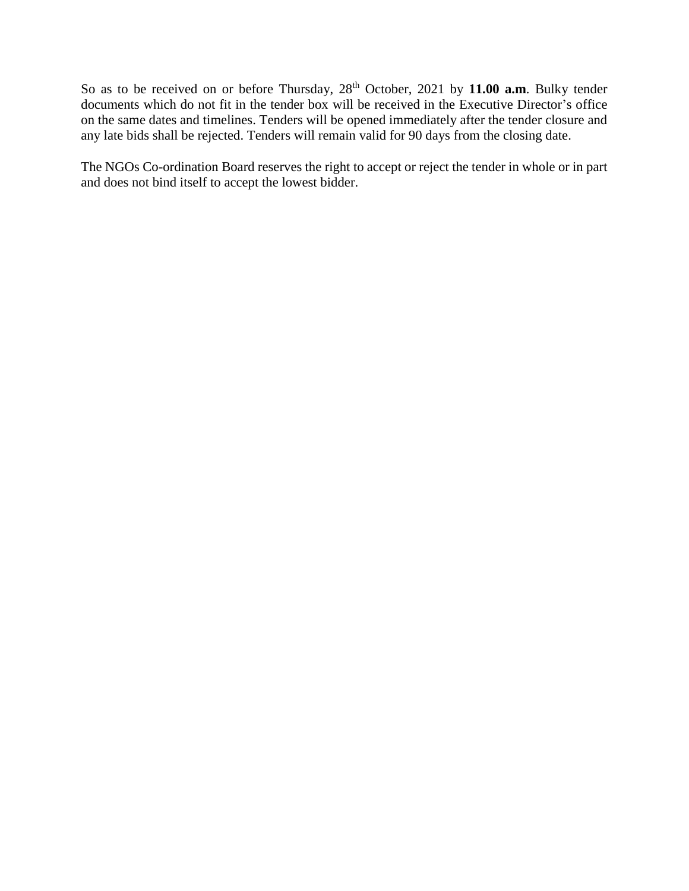So as to be received on or before Thursday, 28th October, 2021 by **11.00 a.m**. Bulky tender documents which do not fit in the tender box will be received in the Executive Director's office on the same dates and timelines. Tenders will be opened immediately after the tender closure and any late bids shall be rejected. Tenders will remain valid for 90 days from the closing date.

The NGOs Co-ordination Board reserves the right to accept or reject the tender in whole or in part and does not bind itself to accept the lowest bidder.